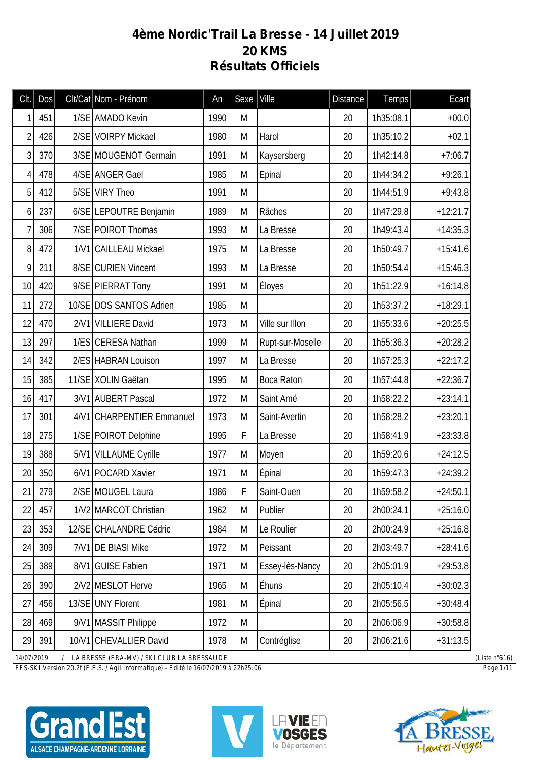# 4ème Nordic'Trail La Bresse - 14 Juillet 2019
## 20 KMS
## Résultats Officiels

| Clt. | Dos | Clt/Cat | Nom - Prénom | An | Sexe | Ville | Distance | Temps | Ecart |
|---|---|---|---|---|---|---|---|---|---|
| 1 | 451 | 1/SE | AMADO Kevin | 1990 | M | | 20 | 1h35:08.1 | +00.0 |
| 2 | 426 | 2/SE | VOIRPY Mickael | 1980 | M | Harol | 20 | 1h35:10.2 | +02.1 |
| 3 | 370 | 3/SE | MOUGENOT Germain | 1991 | M | Kaysersberg | 20 | 1h42:14.8 | +7:06.7 |
| 4 | 478 | 4/SE | ANGER Gael | 1985 | M | Epinal | 20 | 1h44:34.2 | +9:26.1 |
| 5 | 412 | 5/SE | VIRY Theo | 1991 | M | | 20 | 1h44:51.9 | +9:43.8 |
| 6 | 237 | 6/SE | LEPOUTRE Benjamin | 1989 | M | Râches | 20 | 1h47:29.8 | +12:21.7 |
| 7 | 306 | 7/SE | POIROT Thomas | 1993 | M | La Bresse | 20 | 1h49:43.4 | +14:35.3 |
| 8 | 472 | 1/V1 | CAILLEAU Mickael | 1975 | M | La Bresse | 20 | 1h50:49.7 | +15:41.6 |
| 9 | 211 | 8/SE | CURIEN Vincent | 1993 | M | La Bresse | 20 | 1h50:54.4 | +15:46.3 |
| 10 | 420 | 9/SE | PIERRAT Tony | 1991 | M | Éloyes | 20 | 1h51:22.9 | +16:14.8 |
| 11 | 272 | 10/SE | DOS SANTOS Adrien | 1985 | M | | 20 | 1h53:37.2 | +18:29.1 |
| 12 | 470 | 2/V1 | VILLIERE David | 1973 | M | Ville sur Illon | 20 | 1h55:33.6 | +20:25.5 |
| 13 | 297 | 1/ES | CERESA Nathan | 1999 | M | Rupt-sur-Moselle | 20 | 1h55:36.3 | +20:28.2 |
| 14 | 342 | 2/ES | HABRAN Louison | 1997 | M | La Bresse | 20 | 1h57:25.3 | +22:17.2 |
| 15 | 385 | 11/SE | XOLIN Gaëtan | 1995 | M | Boca Raton | 20 | 1h57:44.8 | +22:36.7 |
| 16 | 417 | 3/V1 | AUBERT Pascal | 1972 | M | Saint Amé | 20 | 1h58:22.2 | +23:14.1 |
| 17 | 301 | 4/V1 | CHARPENTIER Emmanuel | 1973 | M | Saint-Avertin | 20 | 1h58:28.2 | +23:20.1 |
| 18 | 275 | 1/SE | POIROT Delphine | 1995 | F | La Bresse | 20 | 1h58:41.9 | +23:33.8 |
| 19 | 388 | 5/V1 | VILLAUME Cyrille | 1977 | M | Moyen | 20 | 1h59:20.6 | +24:12.5 |
| 20 | 350 | 6/V1 | POCARD Xavier | 1971 | M | Épinal | 20 | 1h59:47.3 | +24:39.2 |
| 21 | 279 | 2/SE | MOUGEL Laura | 1986 | F | Saint-Ouen | 20 | 1h59:58.2 | +24:50.1 |
| 22 | 457 | 1/V2 | MARCOT Christian | 1962 | M | Publier | 20 | 2h00:24.1 | +25:16.0 |
| 23 | 353 | 12/SE | CHALANDRE Cédric | 1984 | M | Le Roulier | 20 | 2h00:24.9 | +25:16.8 |
| 24 | 309 | 7/V1 | DE BIASI Mike | 1972 | M | Peissant | 20 | 2h03:49.7 | +28:41.6 |
| 25 | 389 | 8/V1 | GUISE Fabien | 1971 | M | Essey-lès-Nancy | 20 | 2h05:01.9 | +29:53.8 |
| 26 | 390 | 2/V2 | MESLOT Herve | 1965 | M | Éhuns | 20 | 2h05:10.4 | +30:02.3 |
| 27 | 456 | 13/SE | UNY Florent | 1981 | M | Épinal | 20 | 2h05:56.5 | +30:48.4 |
| 28 | 469 | 9/V1 | MASSIT Philippe | 1972 | M | | 20 | 2h06:06.9 | +30:58.8 |
| 29 | 391 | 10/V1 | CHEVALLIER David | 1978 | M | Contréglise | 20 | 2h06:21.6 | +31:13.5 |

14/07/2019 / LA BRESSE (FRA-MV) / SKI CLUB LA BRESSAUDE (Liste n°616)

FFS-SKI Version 20.2f (F.F.S. / Agil Informatique) - Edité le 16/07/2019 à 22h25:06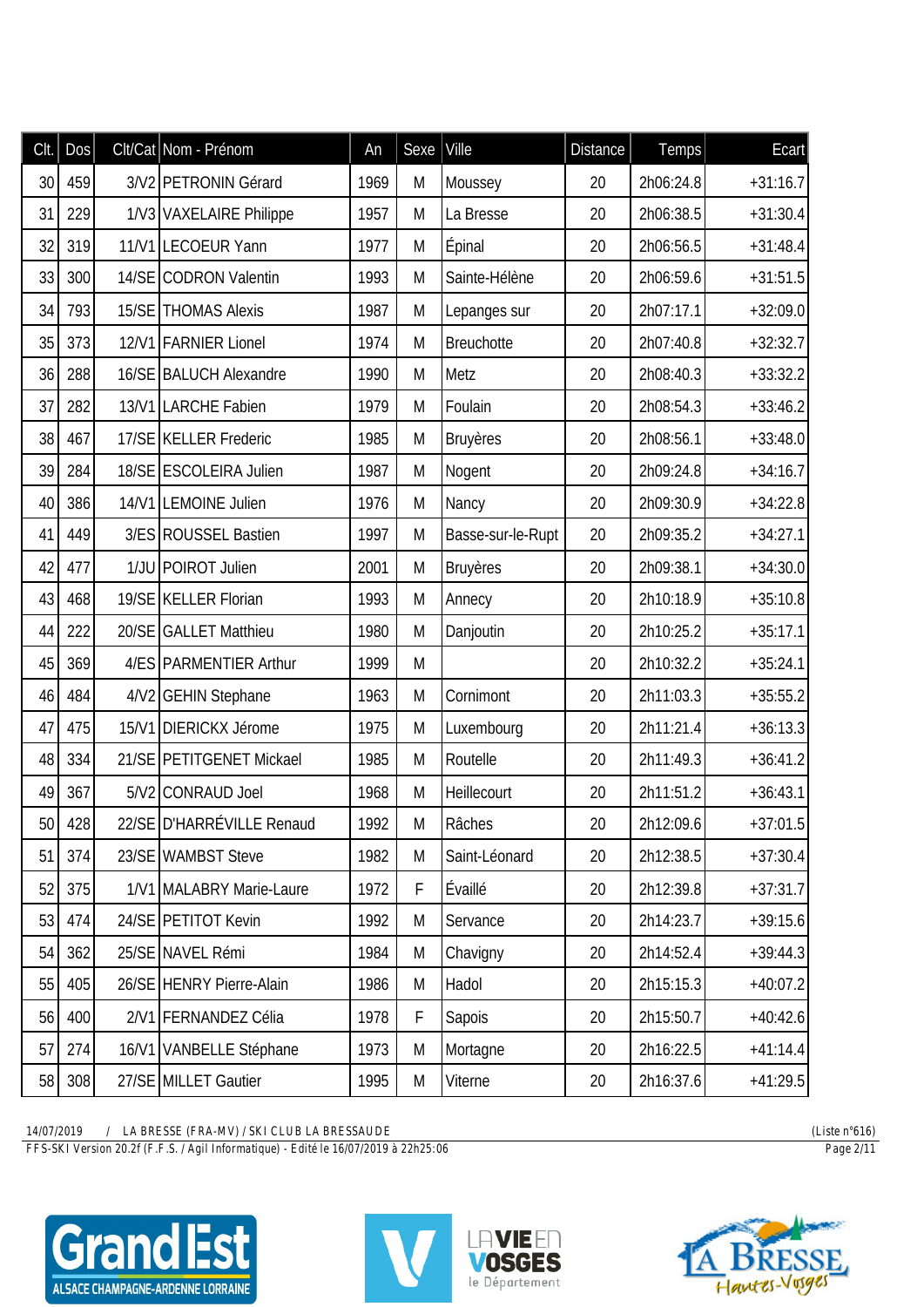| Clt. | Dos | Clt/Cat | Nom - Prénom | An | Sexe | Ville | Distance | Temps | Ecart |
|---|---|---|---|---|---|---|---|---|---|
| 30 | 459 | 3/V2 | PETRONIN Gérard | 1969 | M | Moussey | 20 | 2h06:24.8 | +31:16.7 |
| 31 | 229 | 1/V3 | VAXELAIRE Philippe | 1957 | M | La Bresse | 20 | 2h06:38.5 | +31:30.4 |
| 32 | 319 | 11/V1 | LECOEUR Yann | 1977 | M | Épinal | 20 | 2h06:56.5 | +31:48.4 |
| 33 | 300 | 14/SE | CODRON Valentin | 1993 | M | Sainte-Hélène | 20 | 2h06:59.6 | +31:51.5 |
| 34 | 793 | 15/SE | THOMAS Alexis | 1987 | M | Lepanges sur | 20 | 2h07:17.1 | +32:09.0 |
| 35 | 373 | 12/V1 | FARNIER Lionel | 1974 | M | Breuchotte | 20 | 2h07:40.8 | +32:32.7 |
| 36 | 288 | 16/SE | BALUCH Alexandre | 1990 | M | Metz | 20 | 2h08:40.3 | +33:32.2 |
| 37 | 282 | 13/V1 | LARCHE Fabien | 1979 | M | Foulain | 20 | 2h08:54.3 | +33:46.2 |
| 38 | 467 | 17/SE | KELLER Frederic | 1985 | M | Bruyères | 20 | 2h08:56.1 | +33:48.0 |
| 39 | 284 | 18/SE | ESCOLEIRA Julien | 1987 | M | Nogent | 20 | 2h09:24.8 | +34:16.7 |
| 40 | 386 | 14/V1 | LEMOINE Julien | 1976 | M | Nancy | 20 | 2h09:30.9 | +34:22.8 |
| 41 | 449 | 3/ES | ROUSSEL Bastien | 1997 | M | Basse-sur-le-Rupt | 20 | 2h09:35.2 | +34:27.1 |
| 42 | 477 | 1/JU | POIROT Julien | 2001 | M | Bruyères | 20 | 2h09:38.1 | +34:30.0 |
| 43 | 468 | 19/SE | KELLER Florian | 1993 | M | Annecy | 20 | 2h10:18.9 | +35:10.8 |
| 44 | 222 | 20/SE | GALLET Matthieu | 1980 | M | Danjoutin | 20 | 2h10:25.2 | +35:17.1 |
| 45 | 369 | 4/ES | PARMENTIER Arthur | 1999 | M |  | 20 | 2h10:32.2 | +35:24.1 |
| 46 | 484 | 4/V2 | GEHIN Stephane | 1963 | M | Cornimont | 20 | 2h11:03.3 | +35:55.2 |
| 47 | 475 | 15/V1 | DIERICKX Jérome | 1975 | M | Luxembourg | 20 | 2h11:21.4 | +36:13.3 |
| 48 | 334 | 21/SE | PETITGENET Mickael | 1985 | M | Routelle | 20 | 2h11:49.3 | +36:41.2 |
| 49 | 367 | 5/V2 | CONRAUD Joel | 1968 | M | Heillecourt | 20 | 2h11:51.2 | +36:43.1 |
| 50 | 428 | 22/SE | D'HARRÉVILLE Renaud | 1992 | M | Râches | 20 | 2h12:09.6 | +37:01.5 |
| 51 | 374 | 23/SE | WAMBST Steve | 1982 | M | Saint-Léonard | 20 | 2h12:38.5 | +37:30.4 |
| 52 | 375 | 1/V1 | MALABRY Marie-Laure | 1972 | F | Évaillé | 20 | 2h12:39.8 | +37:31.7 |
| 53 | 474 | 24/SE | PETITOT Kevin | 1992 | M | Servance | 20 | 2h14:23.7 | +39:15.6 |
| 54 | 362 | 25/SE | NAVEL Rémi | 1984 | M | Chavigny | 20 | 2h14:52.4 | +39:44.3 |
| 55 | 405 | 26/SE | HENRY Pierre-Alain | 1986 | M | Hadol | 20 | 2h15:15.3 | +40:07.2 |
| 56 | 400 | 2/V1 | FERNANDEZ Célia | 1978 | F | Sapois | 20 | 2h15:50.7 | +40:42.6 |
| 57 | 274 | 16/V1 | VANBELLE Stéphane | 1973 | M | Mortagne | 20 | 2h16:22.5 | +41:14.4 |
| 58 | 308 | 27/SE | MILLET Gautier | 1995 | M | Viterne | 20 | 2h16:37.6 | +41:29.5 |

14/07/2019 / LA BRESSE (FRA-MV) / SKI CLUB LA BRESSAUDE (Liste n°616)

FFS-SKI Version 20.2f (F.F.S. / Agil Informatique) - Edité le 16/07/2019 à 22h25:06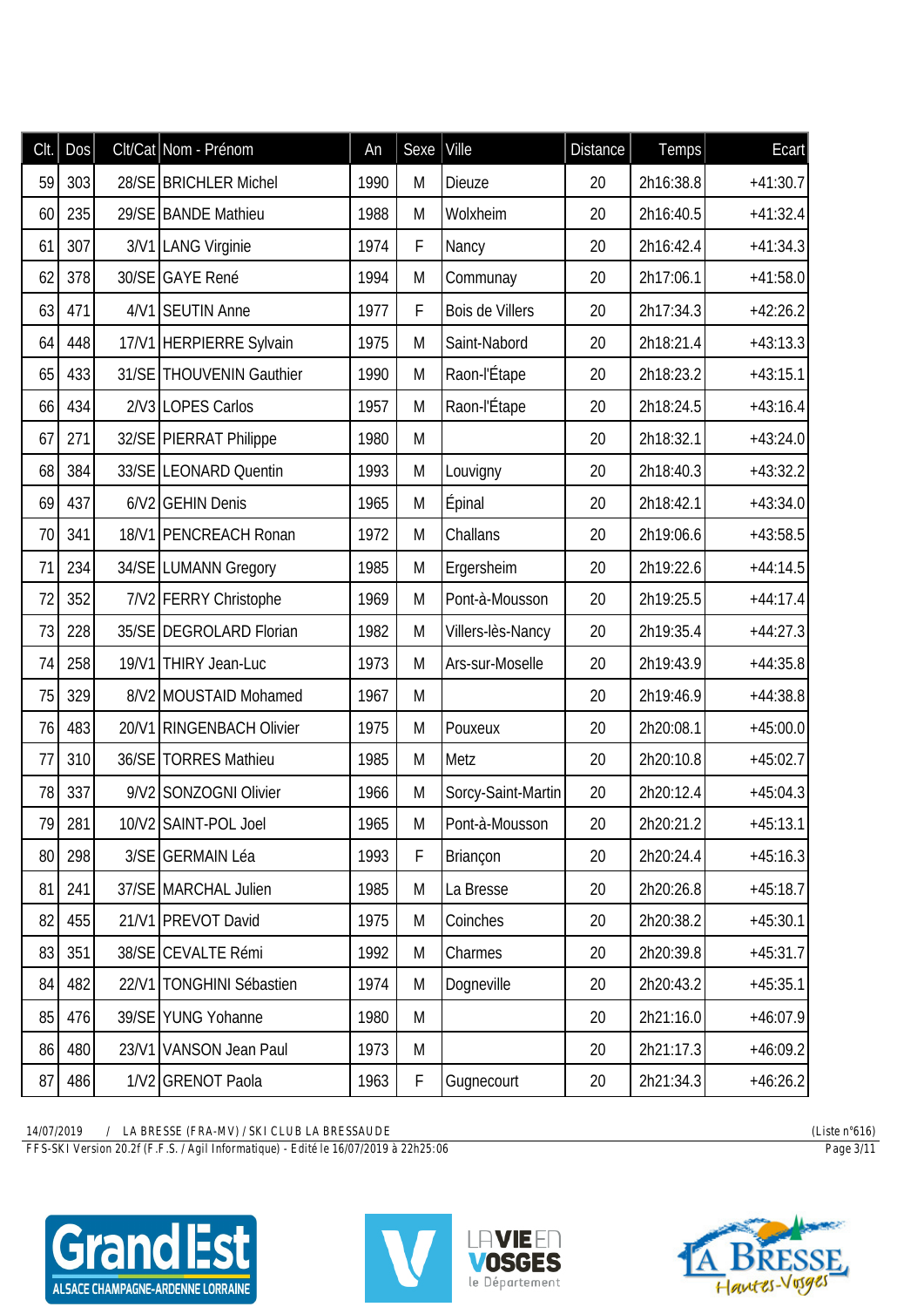| Clt. | Dos | Clt/Cat | Nom - Prénom | An | Sexe | Ville | Distance | Temps | Ecart |
|---|---|---|---|---|---|---|---|---|---|
| 59 | 303 | 28/SE | BRICHLER Michel | 1990 | M | Dieuze | 20 | 2h16:38.8 | +41:30.7 |
| 60 | 235 | 29/SE | BANDE Mathieu | 1988 | M | Wolxheim | 20 | 2h16:40.5 | +41:32.4 |
| 61 | 307 | 3/V1 | LANG Virginie | 1974 | F | Nancy | 20 | 2h16:42.4 | +41:34.3 |
| 62 | 378 | 30/SE | GAYE René | 1994 | M | Communay | 20 | 2h17:06.1 | +41:58.0 |
| 63 | 471 | 4/V1 | SEUTIN Anne | 1977 | F | Bois de Villers | 20 | 2h17:34.3 | +42:26.2 |
| 64 | 448 | 17/V1 | HERPIERRE Sylvain | 1975 | M | Saint-Nabord | 20 | 2h18:21.4 | +43:13.3 |
| 65 | 433 | 31/SE | THOUVENIN Gauthier | 1990 | M | Raon-l'Étape | 20 | 2h18:23.2 | +43:15.1 |
| 66 | 434 | 2/V3 | LOPES Carlos | 1957 | M | Raon-l'Étape | 20 | 2h18:24.5 | +43:16.4 |
| 67 | 271 | 32/SE | PIERRAT Philippe | 1980 | M | | 20 | 2h18:32.1 | +43:24.0 |
| 68 | 384 | 33/SE | LEONARD Quentin | 1993 | M | Louvigny | 20 | 2h18:40.3 | +43:32.2 |
| 69 | 437 | 6/V2 | GEHIN Denis | 1965 | M | Épinal | 20 | 2h18:42.1 | +43:34.0 |
| 70 | 341 | 18/V1 | PENCREACH Ronan | 1972 | M | Challans | 20 | 2h19:06.6 | +43:58.5 |
| 71 | 234 | 34/SE | LUMANN Gregory | 1985 | M | Ergersheim | 20 | 2h19:22.6 | +44:14.5 |
| 72 | 352 | 7/V2 | FERRY Christophe | 1969 | M | Pont-à-Mousson | 20 | 2h19:25.5 | +44:17.4 |
| 73 | 228 | 35/SE | DEGROLARD Florian | 1982 | M | Villers-lès-Nancy | 20 | 2h19:35.4 | +44:27.3 |
| 74 | 258 | 19/V1 | THIRY Jean-Luc | 1973 | M | Ars-sur-Moselle | 20 | 2h19:43.9 | +44:35.8 |
| 75 | 329 | 8/V2 | MOUSTAID Mohamed | 1967 | M | | 20 | 2h19:46.9 | +44:38.8 |
| 76 | 483 | 20/V1 | RINGENBACH Olivier | 1975 | M | Pouxeux | 20 | 2h20:08.1 | +45:00.0 |
| 77 | 310 | 36/SE | TORRES Mathieu | 1985 | M | Metz | 20 | 2h20:10.8 | +45:02.7 |
| 78 | 337 | 9/V2 | SONZOGNI Olivier | 1966 | M | Sorcy-Saint-Martin | 20 | 2h20:12.4 | +45:04.3 |
| 79 | 281 | 10/V2 | SAINT-POL Joel | 1965 | M | Pont-à-Mousson | 20 | 2h20:21.2 | +45:13.1 |
| 80 | 298 | 3/SE | GERMAIN Léa | 1993 | F | Briançon | 20 | 2h20:24.4 | +45:16.3 |
| 81 | 241 | 37/SE | MARCHAL Julien | 1985 | M | La Bresse | 20 | 2h20:26.8 | +45:18.7 |
| 82 | 455 | 21/V1 | PREVOT David | 1975 | M | Coinches | 20 | 2h20:38.2 | +45:30.1 |
| 83 | 351 | 38/SE | CEVALTE Rémi | 1992 | M | Charmes | 20 | 2h20:39.8 | +45:31.7 |
| 84 | 482 | 22/V1 | TONGHINI Sébastien | 1974 | M | Dogneville | 20 | 2h20:43.2 | +45:35.1 |
| 85 | 476 | 39/SE | YUNG Yohanne | 1980 | M | | 20 | 2h21:16.0 | +46:07.9 |
| 86 | 480 | 23/V1 | VANSON Jean Paul | 1973 | M | | 20 | 2h21:17.3 | +46:09.2 |
| 87 | 486 | 1/V2 | GRENOT Paola | 1963 | F | Gugnecourt | 20 | 2h21:34.3 | +46:26.2 |

14/07/2019 / LA BRESSE (FRA-MV) / SKI CLUB LA BRESSAUDE (Liste n°616)

FFS-SKI Version 20.2f (F.F.S. / Agil Informatique) - Edité le 16/07/2019 à 22h25:06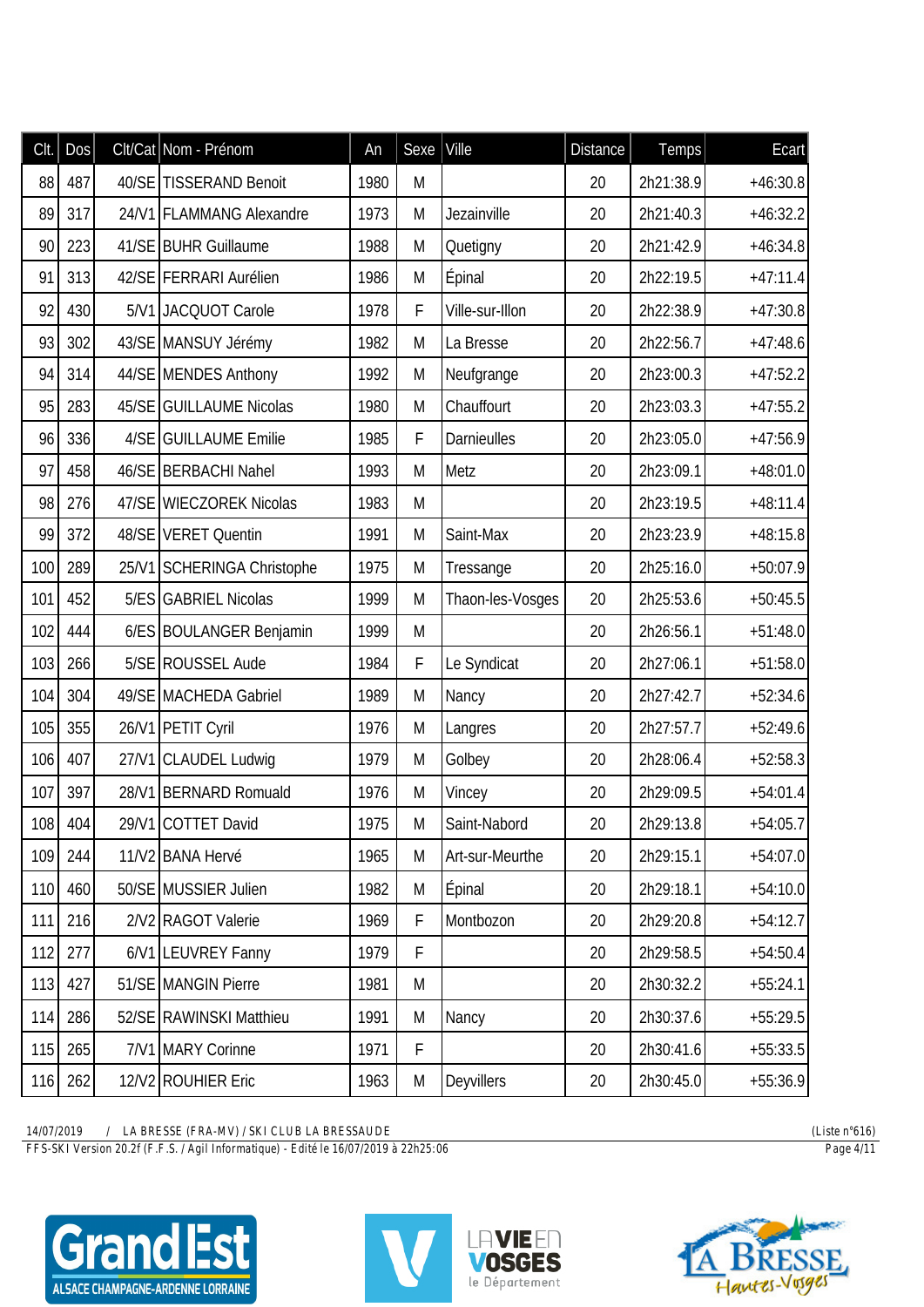| Clt. | Dos | Clt/Cat | Nom - Prénom | An | Sexe | Ville | Distance | Temps | Ecart |
|---|---|---|---|---|---|---|---|---|---|
| 88 | 487 | 40/SE | TISSERAND Benoit | 1980 | M | | 20 | 2h21:38.9 | +46:30.8 |
| 89 | 317 | 24/V1 | FLAMMANG Alexandre | 1973 | M | Jezainville | 20 | 2h21:40.3 | +46:32.2 |
| 90 | 223 | 41/SE | BUHR Guillaume | 1988 | M | Quetigny | 20 | 2h21:42.9 | +46:34.8 |
| 91 | 313 | 42/SE | FERRARI Aurélien | 1986 | M | Épinal | 20 | 2h22:19.5 | +47:11.4 |
| 92 | 430 | 5/V1 | JACQUOT Carole | 1978 | F | Ville-sur-Illon | 20 | 2h22:38.9 | +47:30.8 |
| 93 | 302 | 43/SE | MANSUY Jérémy | 1982 | M | La Bresse | 20 | 2h22:56.7 | +47:48.6 |
| 94 | 314 | 44/SE | MENDES Anthony | 1992 | M | Neufgrange | 20 | 2h23:00.3 | +47:52.2 |
| 95 | 283 | 45/SE | GUILLAUME Nicolas | 1980 | M | Chauffourt | 20 | 2h23:03.3 | +47:55.2 |
| 96 | 336 | 4/SE | GUILLAUME Emilie | 1985 | F | Darnieulles | 20 | 2h23:05.0 | +47:56.9 |
| 97 | 458 | 46/SE | BERBACHI Nahel | 1993 | M | Metz | 20 | 2h23:09.1 | +48:01.0 |
| 98 | 276 | 47/SE | WIECZOREK Nicolas | 1983 | M | | 20 | 2h23:19.5 | +48:11.4 |
| 99 | 372 | 48/SE | VERET Quentin | 1991 | M | Saint-Max | 20 | 2h23:23.9 | +48:15.8 |
| 100 | 289 | 25/V1 | SCHERINGA Christophe | 1975 | M | Tressange | 20 | 2h25:16.0 | +50:07.9 |
| 101 | 452 | 5/ES | GABRIEL Nicolas | 1999 | M | Thaon-les-Vosges | 20 | 2h25:53.6 | +50:45.5 |
| 102 | 444 | 6/ES | BOULANGER Benjamin | 1999 | M | | 20 | 2h26:56.1 | +51:48.0 |
| 103 | 266 | 5/SE | ROUSSEL Aude | 1984 | F | Le Syndicat | 20 | 2h27:06.1 | +51:58.0 |
| 104 | 304 | 49/SE | MACHEDA Gabriel | 1989 | M | Nancy | 20 | 2h27:42.7 | +52:34.6 |
| 105 | 355 | 26/V1 | PETIT Cyril | 1976 | M | Langres | 20 | 2h27:57.7 | +52:49.6 |
| 106 | 407 | 27/V1 | CLAUDEL Ludwig | 1979 | M | Golbey | 20 | 2h28:06.4 | +52:58.3 |
| 107 | 397 | 28/V1 | BERNARD Romuald | 1976 | M | Vincey | 20 | 2h29:09.5 | +54:01.4 |
| 108 | 404 | 29/V1 | COTTET David | 1975 | M | Saint-Nabord | 20 | 2h29:13.8 | +54:05.7 |
| 109 | 244 | 11/V2 | BANA Hervé | 1965 | M | Art-sur-Meurthe | 20 | 2h29:15.1 | +54:07.0 |
| 110 | 460 | 50/SE | MUSSIER Julien | 1982 | M | Épinal | 20 | 2h29:18.1 | +54:10.0 |
| 111 | 216 | 2/V2 | RAGOT Valerie | 1969 | F | Montbozon | 20 | 2h29:20.8 | +54:12.7 |
| 112 | 277 | 6/V1 | LEUVREY Fanny | 1979 | F | | 20 | 2h29:58.5 | +54:50.4 |
| 113 | 427 | 51/SE | MANGIN Pierre | 1981 | M | | 20 | 2h30:32.2 | +55:24.1 |
| 114 | 286 | 52/SE | RAWINSKI Matthieu | 1991 | M | Nancy | 20 | 2h30:37.6 | +55:29.5 |
| 115 | 265 | 7/V1 | MARY Corinne | 1971 | F | | 20 | 2h30:41.6 | +55:33.5 |
| 116 | 262 | 12/V2 | ROUHIER Eric | 1963 | M | Deyvillers | 20 | 2h30:45.0 | +55:36.9 |

14/07/2019 / LA BRESSE (FRA-MV) / SKI CLUB LA BRESSAUDE (Liste n°616)
FFS-SKI Version 20.2f (F.F.S. / Agil Informatique) - Edité le 16/07/2019 à 22h25:06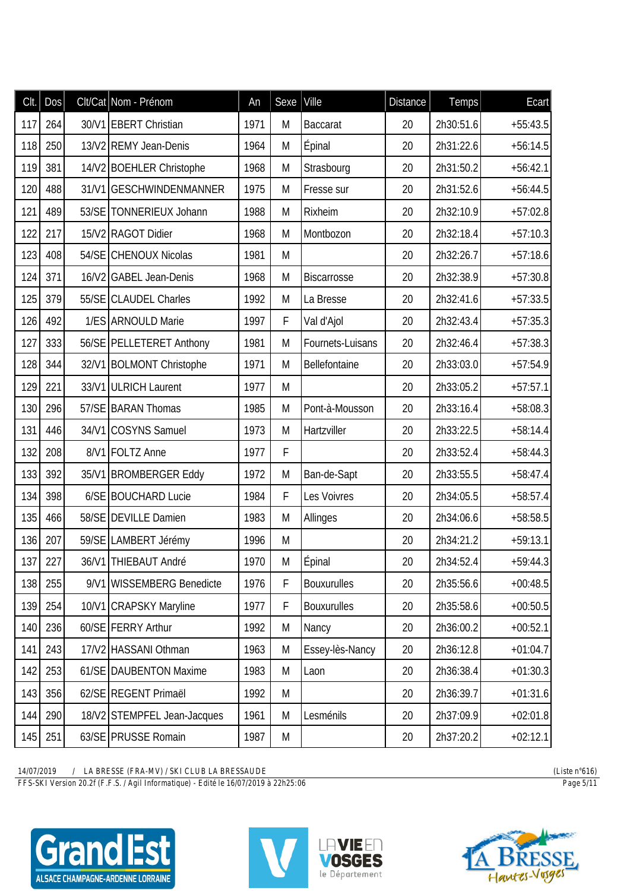| Clt. | Dos | Clt/Cat | Nom - Prénom | An | Sexe | Ville | Distance | Temps | Ecart |
|---|---|---|---|---|---|---|---|---|---|
| 117 | 264 | 30/V1 | EBERT Christian | 1971 | M | Baccarat | 20 | 2h30:51.6 | +55:43.5 |
| 118 | 250 | 13/V2 | REMY Jean-Denis | 1964 | M | Épinal | 20 | 2h31:22.6 | +56:14.5 |
| 119 | 381 | 14/V2 | BOEHLER Christophe | 1968 | M | Strasbourg | 20 | 2h31:50.2 | +56:42.1 |
| 120 | 488 | 31/V1 | GESCHWINDENMANNER | 1975 | M | Fresse sur | 20 | 2h31:52.6 | +56:44.5 |
| 121 | 489 | 53/SE | TONNERIEUX Johann | 1988 | M | Rixheim | 20 | 2h32:10.9 | +57:02.8 |
| 122 | 217 | 15/V2 | RAGOT Didier | 1968 | M | Montbozon | 20 | 2h32:18.4 | +57:10.3 |
| 123 | 408 | 54/SE | CHENOUX Nicolas | 1981 | M |  | 20 | 2h32:26.7 | +57:18.6 |
| 124 | 371 | 16/V2 | GABEL Jean-Denis | 1968 | M | Biscarrosse | 20 | 2h32:38.9 | +57:30.8 |
| 125 | 379 | 55/SE | CLAUDEL Charles | 1992 | M | La Bresse | 20 | 2h32:41.6 | +57:33.5 |
| 126 | 492 | 1/ES | ARNOULD Marie | 1997 | F | Val d'Ajol | 20 | 2h32:43.4 | +57:35.3 |
| 127 | 333 | 56/SE | PELLETERET Anthony | 1981 | M | Fournets-Luisans | 20 | 2h32:46.4 | +57:38.3 |
| 128 | 344 | 32/V1 | BOLMONT Christophe | 1971 | M | Bellefontaine | 20 | 2h33:03.0 | +57:54.9 |
| 129 | 221 | 33/V1 | ULRICH Laurent | 1977 | M |  | 20 | 2h33:05.2 | +57:57.1 |
| 130 | 296 | 57/SE | BARAN Thomas | 1985 | M | Pont-à-Mousson | 20 | 2h33:16.4 | +58:08.3 |
| 131 | 446 | 34/V1 | COSYNS Samuel | 1973 | M | Hartzviller | 20 | 2h33:22.5 | +58:14.4 |
| 132 | 208 | 8/V1 | FOLTZ Anne | 1977 | F |  | 20 | 2h33:52.4 | +58:44.3 |
| 133 | 392 | 35/V1 | BROMBERGER Eddy | 1972 | M | Ban-de-Sapt | 20 | 2h33:55.5 | +58:47.4 |
| 134 | 398 | 6/SE | BOUCHARD Lucie | 1984 | F | Les Voivres | 20 | 2h34:05.5 | +58:57.4 |
| 135 | 466 | 58/SE | DEVILLE Damien | 1983 | M | Allinges | 20 | 2h34:06.6 | +58:58.5 |
| 136 | 207 | 59/SE | LAMBERT Jérémy | 1996 | M |  | 20 | 2h34:21.2 | +59:13.1 |
| 137 | 227 | 36/V1 | THIEBAUT André | 1970 | M | Épinal | 20 | 2h34:52.4 | +59:44.3 |
| 138 | 255 | 9/V1 | WISSEMBERG Benedicte | 1976 | F | Bouxurulles | 20 | 2h35:56.6 | +00:48.5 |
| 139 | 254 | 10/V1 | CRAPSKY Maryline | 1977 | F | Bouxurulles | 20 | 2h35:58.6 | +00:50.5 |
| 140 | 236 | 60/SE | FERRY Arthur | 1992 | M | Nancy | 20 | 2h36:00.2 | +00:52.1 |
| 141 | 243 | 17/V2 | HASSANI Othman | 1963 | M | Essey-lès-Nancy | 20 | 2h36:12.8 | +01:04.7 |
| 142 | 253 | 61/SE | DAUBENTON Maxime | 1983 | M | Laon | 20 | 2h36:38.4 | +01:30.3 |
| 143 | 356 | 62/SE | REGENT Primaël | 1992 | M |  | 20 | 2h36:39.7 | +01:31.6 |
| 144 | 290 | 18/V2 | STEMPFEL Jean-Jacques | 1961 | M | Lesménils | 20 | 2h37:09.9 | +02:01.8 |
| 145 | 251 | 63/SE | PRUSSE Romain | 1987 | M |  | 20 | 2h37:20.2 | +02:12.1 |

14/07/2019 / LA BRESSE (FRA-MV) / SKI CLUB LA BRESSAUDE (Liste n°616)

FFS-SKI Version 20.2f (F.F.S. / Agil Informatique) - Edité le 16/07/2019 à 22h25:06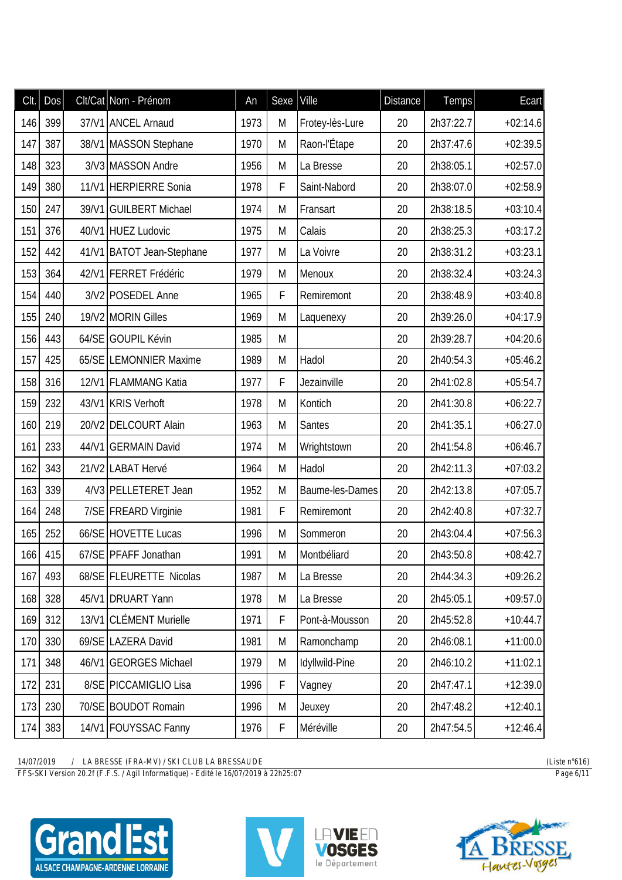| Clt. | Dos | Clt/Cat | Nom - Prénom | An | Sexe | Ville | Distance | Temps | Ecart |
|---|---|---|---|---|---|---|---|---|---|
| 146 | 399 | 37/V1 | ANCEL Arnaud | 1973 | M | Frotey-lès-Lure | 20 | 2h37:22.7 | +02:14.6 |
| 147 | 387 | 38/V1 | MASSON Stephane | 1970 | M | Raon-l'Étape | 20 | 2h37:47.6 | +02:39.5 |
| 148 | 323 | 3/V3 | MASSON Andre | 1956 | M | La Bresse | 20 | 2h38:05.1 | +02:57.0 |
| 149 | 380 | 11/V1 | HERPIERRE Sonia | 1978 | F | Saint-Nabord | 20 | 2h38:07.0 | +02:58.9 |
| 150 | 247 | 39/V1 | GUILBERT Michael | 1974 | M | Fransart | 20 | 2h38:18.5 | +03:10.4 |
| 151 | 376 | 40/V1 | HUEZ Ludovic | 1975 | M | Calais | 20 | 2h38:25.3 | +03:17.2 |
| 152 | 442 | 41/V1 | BATOT Jean-Stephane | 1977 | M | La Voivre | 20 | 2h38:31.2 | +03:23.1 |
| 153 | 364 | 42/V1 | FERRET Frédéric | 1979 | M | Menoux | 20 | 2h38:32.4 | +03:24.3 |
| 154 | 440 | 3/V2 | POSEDEL Anne | 1965 | F | Remiremont | 20 | 2h38:48.9 | +03:40.8 |
| 155 | 240 | 19/V2 | MORIN Gilles | 1969 | M | Laquenexy | 20 | 2h39:26.0 | +04:17.9 |
| 156 | 443 | 64/SE | GOUPIL Kévin | 1985 | M | | 20 | 2h39:28.7 | +04:20.6 |
| 157 | 425 | 65/SE | LEMONNIER Maxime | 1989 | M | Hadol | 20 | 2h40:54.3 | +05:46.2 |
| 158 | 316 | 12/V1 | FLAMMANG Katia | 1977 | F | Jezainville | 20 | 2h41:02.8 | +05:54.7 |
| 159 | 232 | 43/V1 | KRIS Verhoft | 1978 | M | Kontich | 20 | 2h41:30.8 | +06:22.7 |
| 160 | 219 | 20/V2 | DELCOURT Alain | 1963 | M | Santes | 20 | 2h41:35.1 | +06:27.0 |
| 161 | 233 | 44/V1 | GERMAIN David | 1974 | M | Wrightstown | 20 | 2h41:54.8 | +06:46.7 |
| 162 | 343 | 21/V2 | LABAT Hervé | 1964 | M | Hadol | 20 | 2h42:11.3 | +07:03.2 |
| 163 | 339 | 4/V3 | PELLETERET Jean | 1952 | M | Baume-les-Dames | 20 | 2h42:13.8 | +07:05.7 |
| 164 | 248 | 7/SE | FREARD Virginie | 1981 | F | Remiremont | 20 | 2h42:40.8 | +07:32.7 |
| 165 | 252 | 66/SE | HOVETTE Lucas | 1996 | M | Sommeron | 20 | 2h43:04.4 | +07:56.3 |
| 166 | 415 | 67/SE | PFAFF Jonathan | 1991 | M | Montbéliard | 20 | 2h43:50.8 | +08:42.7 |
| 167 | 493 | 68/SE | FLEURETTE Nicolas | 1987 | M | La Bresse | 20 | 2h44:34.3 | +09:26.2 |
| 168 | 328 | 45/V1 | DRUART Yann | 1978 | M | La Bresse | 20 | 2h45:05.1 | +09:57.0 |
| 169 | 312 | 13/V1 | CLÉMENT Murielle | 1971 | F | Pont-à-Mousson | 20 | 2h45:52.8 | +10:44.7 |
| 170 | 330 | 69/SE | LAZERA David | 1981 | M | Ramonchamp | 20 | 2h46:08.1 | +11:00.0 |
| 171 | 348 | 46/V1 | GEORGES Michael | 1979 | M | Idyllwild-Pine | 20 | 2h46:10.2 | +11:02.1 |
| 172 | 231 | 8/SE | PICCAMIGLIO Lisa | 1996 | F | Vagney | 20 | 2h47:47.1 | +12:39.0 |
| 173 | 230 | 70/SE | BOUDOT Romain | 1996 | M | Jeuxey | 20 | 2h47:48.2 | +12:40.1 |
| 174 | 383 | 14/V1 | FOUYSSAC Fanny | 1976 | F | Méréville | 20 | 2h47:54.5 | +12:46.4 |

14/07/2019 / LA BRESSE (FRA-MV) / SKI CLUB LA BRESSAUDE (Liste n°616)

FFS-SKI Version 20.2f (F.F.S. / Agil Informatique) - Edité le 16/07/2019 à 22h25:07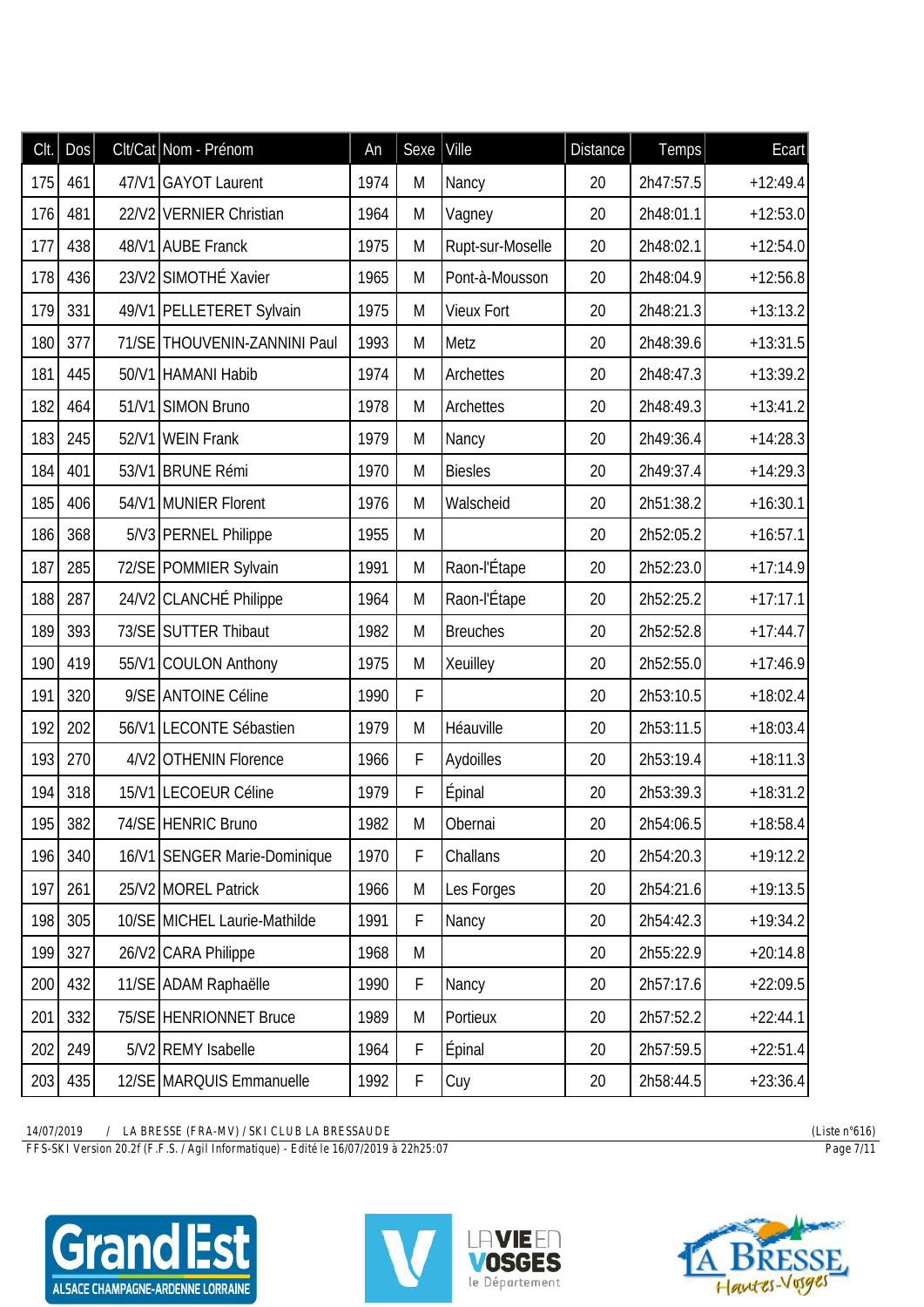| Clt. | Dos | Clt/Cat | Nom - Prénom | An | Sexe | Ville | Distance | Temps | Ecart |
|---|---|---|---|---|---|---|---|---|---|
| 175 | 461 | 47/V1 | GAYOT Laurent | 1974 | M | Nancy | 20 | 2h47:57.5 | +12:49.4 |
| 176 | 481 | 22/V2 | VERNIER Christian | 1964 | M | Vagney | 20 | 2h48:01.1 | +12:53.0 |
| 177 | 438 | 48/V1 | AUBE Franck | 1975 | M | Rupt-sur-Moselle | 20 | 2h48:02.1 | +12:54.0 |
| 178 | 436 | 23/V2 | SIMOTHÉ Xavier | 1965 | M | Pont-à-Mousson | 20 | 2h48:04.9 | +12:56.8 |
| 179 | 331 | 49/V1 | PELLETERET Sylvain | 1975 | M | Vieux Fort | 20 | 2h48:21.3 | +13:13.2 |
| 180 | 377 | 71/SE | THOUVENIN-ZANNINI Paul | 1993 | M | Metz | 20 | 2h48:39.6 | +13:31.5 |
| 181 | 445 | 50/V1 | HAMANI Habib | 1974 | M | Archettes | 20 | 2h48:47.3 | +13:39.2 |
| 182 | 464 | 51/V1 | SIMON Bruno | 1978 | M | Archettes | 20 | 2h48:49.3 | +13:41.2 |
| 183 | 245 | 52/V1 | WEIN Frank | 1979 | M | Nancy | 20 | 2h49:36.4 | +14:28.3 |
| 184 | 401 | 53/V1 | BRUNE Rémi | 1970 | M | Biesles | 20 | 2h49:37.4 | +14:29.3 |
| 185 | 406 | 54/V1 | MUNIER Florent | 1976 | M | Walscheid | 20 | 2h51:38.2 | +16:30.1 |
| 186 | 368 | 5/V3 | PERNEL Philippe | 1955 | M | | 20 | 2h52:05.2 | +16:57.1 |
| 187 | 285 | 72/SE | POMMIER Sylvain | 1991 | M | Raon-l'Étape | 20 | 2h52:23.0 | +17:14.9 |
| 188 | 287 | 24/V2 | CLANCHÉ Philippe | 1964 | M | Raon-l'Étape | 20 | 2h52:25.2 | +17:17.1 |
| 189 | 393 | 73/SE | SUTTER Thibaut | 1982 | M | Breuches | 20 | 2h52:52.8 | +17:44.7 |
| 190 | 419 | 55/V1 | COULON Anthony | 1975 | M | Xeuilley | 20 | 2h52:55.0 | +17:46.9 |
| 191 | 320 | 9/SE | ANTOINE Céline | 1990 | F | | 20 | 2h53:10.5 | +18:02.4 |
| 192 | 202 | 56/V1 | LECONTE Sébastien | 1979 | M | Héauville | 20 | 2h53:11.5 | +18:03.4 |
| 193 | 270 | 4/V2 | OTHENIN Florence | 1966 | F | Aydoilles | 20 | 2h53:19.4 | +18:11.3 |
| 194 | 318 | 15/V1 | LECOEUR Céline | 1979 | F | Épinal | 20 | 2h53:39.3 | +18:31.2 |
| 195 | 382 | 74/SE | HENRIC Bruno | 1982 | M | Obernai | 20 | 2h54:06.5 | +18:58.4 |
| 196 | 340 | 16/V1 | SENGER Marie-Dominique | 1970 | F | Challans | 20 | 2h54:20.3 | +19:12.2 |
| 197 | 261 | 25/V2 | MOREL Patrick | 1966 | M | Les Forges | 20 | 2h54:21.6 | +19:13.5 |
| 198 | 305 | 10/SE | MICHEL Laurie-Mathilde | 1991 | F | Nancy | 20 | 2h54:42.3 | +19:34.2 |
| 199 | 327 | 26/V2 | CARA Philippe | 1968 | M | | 20 | 2h55:22.9 | +20:14.8 |
| 200 | 432 | 11/SE | ADAM Raphaëlle | 1990 | F | Nancy | 20 | 2h57:17.6 | +22:09.5 |
| 201 | 332 | 75/SE | HENRIONNET Bruce | 1989 | M | Portieux | 20 | 2h57:52.2 | +22:44.1 |
| 202 | 249 | 5/V2 | REMY Isabelle | 1964 | F | Épinal | 20 | 2h57:59.5 | +22:51.4 |
| 203 | 435 | 12/SE | MARQUIS Emmanuelle | 1992 | F | Cuy | 20 | 2h58:44.5 | +23:36.4 |

14/07/2019 / LA BRESSE (FRA-MV) / SKI CLUB LA BRESSAUDE (Liste n°616)

FFS-SKI Version 20.2f (F.F.S. / Agil Informatique) - Edité le 16/07/2019 à 22h25:07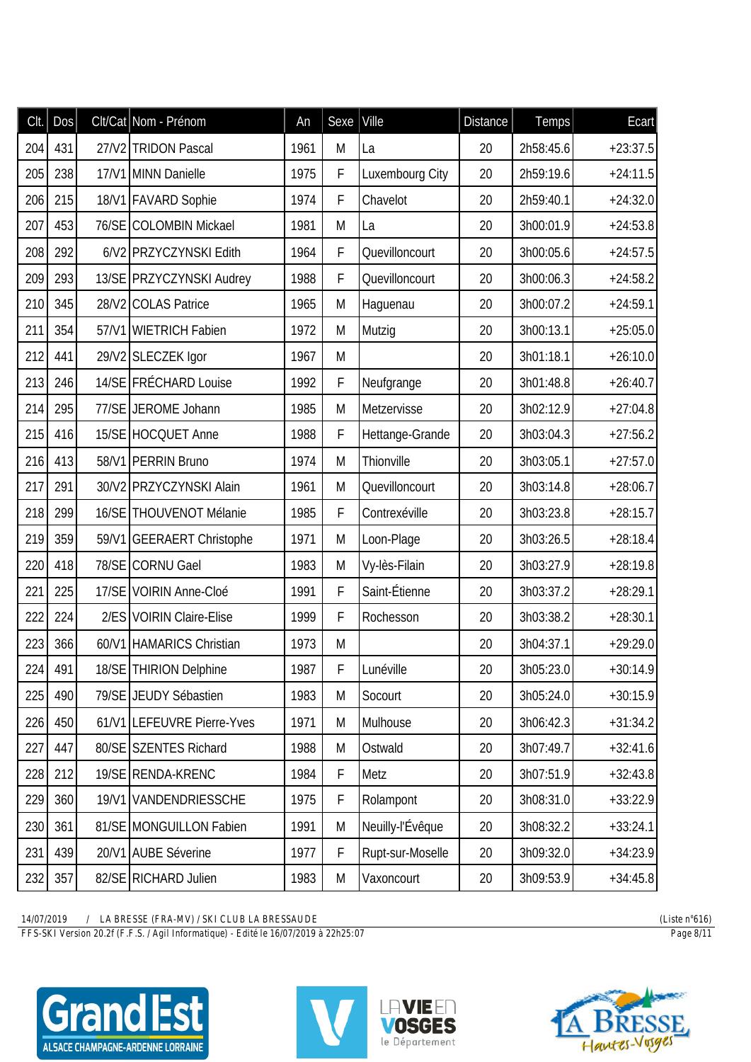| Clt. | Dos | Clt/Cat | Nom - Prénom | An | Sexe | Ville | Distance | Temps | Ecart |
|---|---|---|---|---|---|---|---|---|---|
| 204 | 431 | 27/V2 | TRIDON Pascal | 1961 | M | La | 20 | 2h58:45.6 | +23:37.5 |
| 205 | 238 | 17/V1 | MINN Danielle | 1975 | F | Luxembourg City | 20 | 2h59:19.6 | +24:11.5 |
| 206 | 215 | 18/V1 | FAVARD Sophie | 1974 | F | Chavelot | 20 | 2h59:40.1 | +24:32.0 |
| 207 | 453 | 76/SE | COLOMBIN Mickael | 1981 | M | La | 20 | 3h00:01.9 | +24:53.8 |
| 208 | 292 | 6/V2 | PRZYCZYNSKI Edith | 1964 | F | Quevilloncourt | 20 | 3h00:05.6 | +24:57.5 |
| 209 | 293 | 13/SE | PRZYCZYNSKI Audrey | 1988 | F | Quevilloncourt | 20 | 3h00:06.3 | +24:58.2 |
| 210 | 345 | 28/V2 | COLAS Patrice | 1965 | M | Haguenau | 20 | 3h00:07.2 | +24:59.1 |
| 211 | 354 | 57/V1 | WIETRICH Fabien | 1972 | M | Mutzig | 20 | 3h00:13.1 | +25:05.0 |
| 212 | 441 | 29/V2 | SLECZEK Igor | 1967 | M | | 20 | 3h01:18.1 | +26:10.0 |
| 213 | 246 | 14/SE | FRÉCHARD Louise | 1992 | F | Neufgrange | 20 | 3h01:48.8 | +26:40.7 |
| 214 | 295 | 77/SE | JEROME Johann | 1985 | M | Metzervisse | 20 | 3h02:12.9 | +27:04.8 |
| 215 | 416 | 15/SE | HOCQUET Anne | 1988 | F | Hettange-Grande | 20 | 3h03:04.3 | +27:56.2 |
| 216 | 413 | 58/V1 | PERRIN Bruno | 1974 | M | Thionville | 20 | 3h03:05.1 | +27:57.0 |
| 217 | 291 | 30/V2 | PRZYCZYNSKI Alain | 1961 | M | Quevilloncourt | 20 | 3h03:14.8 | +28:06.7 |
| 218 | 299 | 16/SE | THOUVENOT Mélanie | 1985 | F | Contrexéville | 20 | 3h03:23.8 | +28:15.7 |
| 219 | 359 | 59/V1 | GEERAERT Christophe | 1971 | M | Loon-Plage | 20 | 3h03:26.5 | +28:18.4 |
| 220 | 418 | 78/SE | CORNU Gael | 1983 | M | Vy-lès-Filain | 20 | 3h03:27.9 | +28:19.8 |
| 221 | 225 | 17/SE | VOIRIN Anne-Cloé | 1991 | F | Saint-Étienne | 20 | 3h03:37.2 | +28:29.1 |
| 222 | 224 | 2/ES | VOIRIN Claire-Elise | 1999 | F | Rochesson | 20 | 3h03:38.2 | +28:30.1 |
| 223 | 366 | 60/V1 | HAMARICS Christian | 1973 | M | | 20 | 3h04:37.1 | +29:29.0 |
| 224 | 491 | 18/SE | THIRION Delphine | 1987 | F | Lunéville | 20 | 3h05:23.0 | +30:14.9 |
| 225 | 490 | 79/SE | JEUDY Sébastien | 1983 | M | Socourt | 20 | 3h05:24.0 | +30:15.9 |
| 226 | 450 | 61/V1 | LEFEUVRE Pierre-Yves | 1971 | M | Mulhouse | 20 | 3h06:42.3 | +31:34.2 |
| 227 | 447 | 80/SE | SZENTES Richard | 1988 | M | Ostwald | 20 | 3h07:49.7 | +32:41.6 |
| 228 | 212 | 19/SE | RENDA-KRENC | 1984 | F | Metz | 20 | 3h07:51.9 | +32:43.8 |
| 229 | 360 | 19/V1 | VANDENDRIESSCHE | 1975 | F | Rolampont | 20 | 3h08:31.0 | +33:22.9 |
| 230 | 361 | 81/SE | MONGUILLON Fabien | 1991 | M | Neuilly-l'Évêque | 20 | 3h08:32.2 | +33:24.1 |
| 231 | 439 | 20/V1 | AUBE Séverine | 1977 | F | Rupt-sur-Moselle | 20 | 3h09:32.0 | +34:23.9 |
| 232 | 357 | 82/SE | RICHARD Julien | 1983 | M | Vaxoncourt | 20 | 3h09:53.9 | +34:45.8 |

14/07/2019 / LA BRESSE (FRA-MV) / SKI CLUB LA BRESSAUDE (Liste n°616)
FFS-SKI Version 20.2f (F.F.S. / Agil Informatique) - Edité le 16/07/2019 à 22h25:07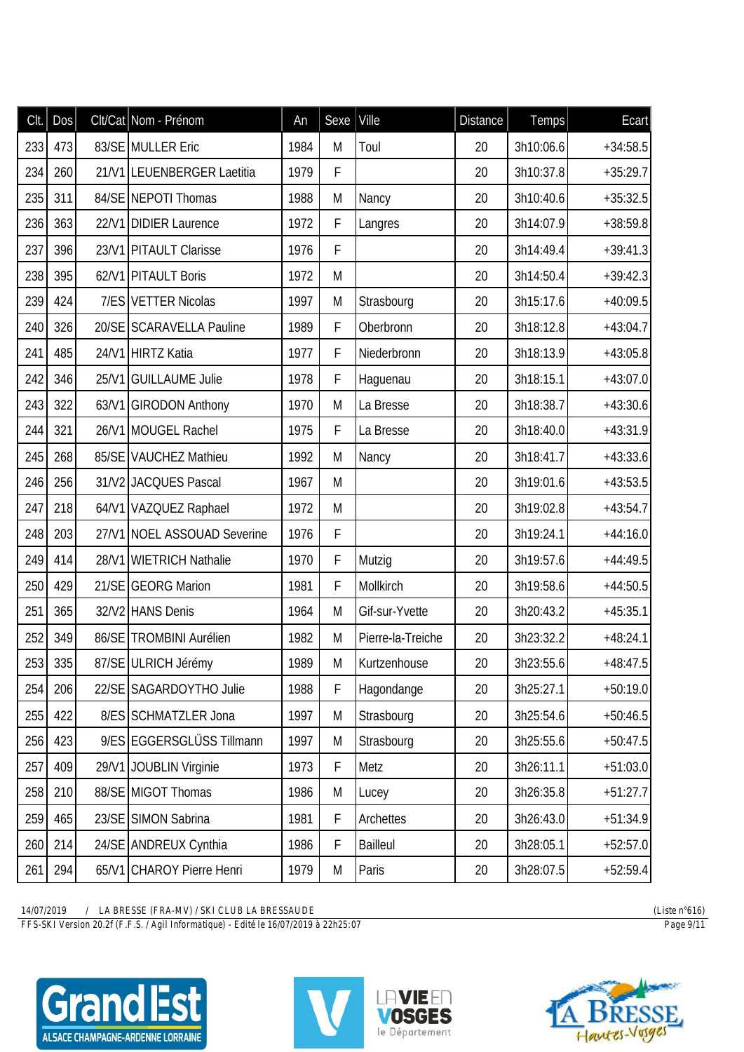| Clt. | Dos | Clt/Cat | Nom - Prénom | An | Sexe | Ville | Distance | Temps | Ecart |
|---|---|---|---|---|---|---|---|---|---|
| 233 | 473 | 83/SE | MULLER Eric | 1984 | M | Toul | 20 | 3h10:06.6 | +34:58.5 |
| 234 | 260 | 21/V1 | LEUENBERGER Laetitia | 1979 | F | | 20 | 3h10:37.8 | +35:29.7 |
| 235 | 311 | 84/SE | NEPOTI Thomas | 1988 | M | Nancy | 20 | 3h10:40.6 | +35:32.5 |
| 236 | 363 | 22/V1 | DIDIER Laurence | 1972 | F | Langres | 20 | 3h14:07.9 | +38:59.8 |
| 237 | 396 | 23/V1 | PITAULT Clarisse | 1976 | F | | 20 | 3h14:49.4 | +39:41.3 |
| 238 | 395 | 62/V1 | PITAULT Boris | 1972 | M | | 20 | 3h14:50.4 | +39:42.3 |
| 239 | 424 | 7/ES | VETTER Nicolas | 1997 | M | Strasbourg | 20 | 3h15:17.6 | +40:09.5 |
| 240 | 326 | 20/SE | SCARAVELLA Pauline | 1989 | F | Oberbronn | 20 | 3h18:12.8 | +43:04.7 |
| 241 | 485 | 24/V1 | HIRTZ Katia | 1977 | F | Niederbronn | 20 | 3h18:13.9 | +43:05.8 |
| 242 | 346 | 25/V1 | GUILLAUME Julie | 1978 | F | Haguenau | 20 | 3h18:15.1 | +43:07.0 |
| 243 | 322 | 63/V1 | GIRODON Anthony | 1970 | M | La Bresse | 20 | 3h18:38.7 | +43:30.6 |
| 244 | 321 | 26/V1 | MOUGEL Rachel | 1975 | F | La Bresse | 20 | 3h18:40.0 | +43:31.9 |
| 245 | 268 | 85/SE | VAUCHEZ Mathieu | 1992 | M | Nancy | 20 | 3h18:41.7 | +43:33.6 |
| 246 | 256 | 31/V2 | JACQUES Pascal | 1967 | M | | 20 | 3h19:01.6 | +43:53.5 |
| 247 | 218 | 64/V1 | VAZQUEZ Raphael | 1972 | M | | 20 | 3h19:02.8 | +43:54.7 |
| 248 | 203 | 27/V1 | NOEL ASSOUAD Severine | 1976 | F | | 20 | 3h19:24.1 | +44:16.0 |
| 249 | 414 | 28/V1 | WIETRICH Nathalie | 1970 | F | Mutzig | 20 | 3h19:57.6 | +44:49.5 |
| 250 | 429 | 21/SE | GEORG Marion | 1981 | F | Mollkirch | 20 | 3h19:58.6 | +44:50.5 |
| 251 | 365 | 32/V2 | HANS Denis | 1964 | M | Gif-sur-Yvette | 20 | 3h20:43.2 | +45:35.1 |
| 252 | 349 | 86/SE | TROMBINI Aurélien | 1982 | M | Pierre-la-Treiche | 20 | 3h23:32.2 | +48:24.1 |
| 253 | 335 | 87/SE | ULRICH Jérémy | 1989 | M | Kurtzenhouse | 20 | 3h23:55.6 | +48:47.5 |
| 254 | 206 | 22/SE | SAGARDOYTHO Julie | 1988 | F | Hagondange | 20 | 3h25:27.1 | +50:19.0 |
| 255 | 422 | 8/ES | SCHMATZLER Jona | 1997 | M | Strasbourg | 20 | 3h25:54.6 | +50:46.5 |
| 256 | 423 | 9/ES | EGGERSGLÜSS Tillmann | 1997 | M | Strasbourg | 20 | 3h25:55.6 | +50:47.5 |
| 257 | 409 | 29/V1 | JOUBLIN Virginie | 1973 | F | Metz | 20 | 3h26:11.1 | +51:03.0 |
| 258 | 210 | 88/SE | MIGOT Thomas | 1986 | M | Lucey | 20 | 3h26:35.8 | +51:27.7 |
| 259 | 465 | 23/SE | SIMON Sabrina | 1981 | F | Archettes | 20 | 3h26:43.0 | +51:34.9 |
| 260 | 214 | 24/SE | ANDREUX Cynthia | 1986 | F | Bailleul | 20 | 3h28:05.1 | +52:57.0 |
| 261 | 294 | 65/V1 | CHAROY Pierre Henri | 1979 | M | Paris | 20 | 3h28:07.5 | +52:59.4 |

14/07/2019 / LA BRESSE (FRA-MV) / SKI CLUB LA BRESSAUDE (Liste n°616)

FFS-SKI Version 20.2f (F.F.S. / Agil Informatique) - Edité le 16/07/2019 à 22h25:07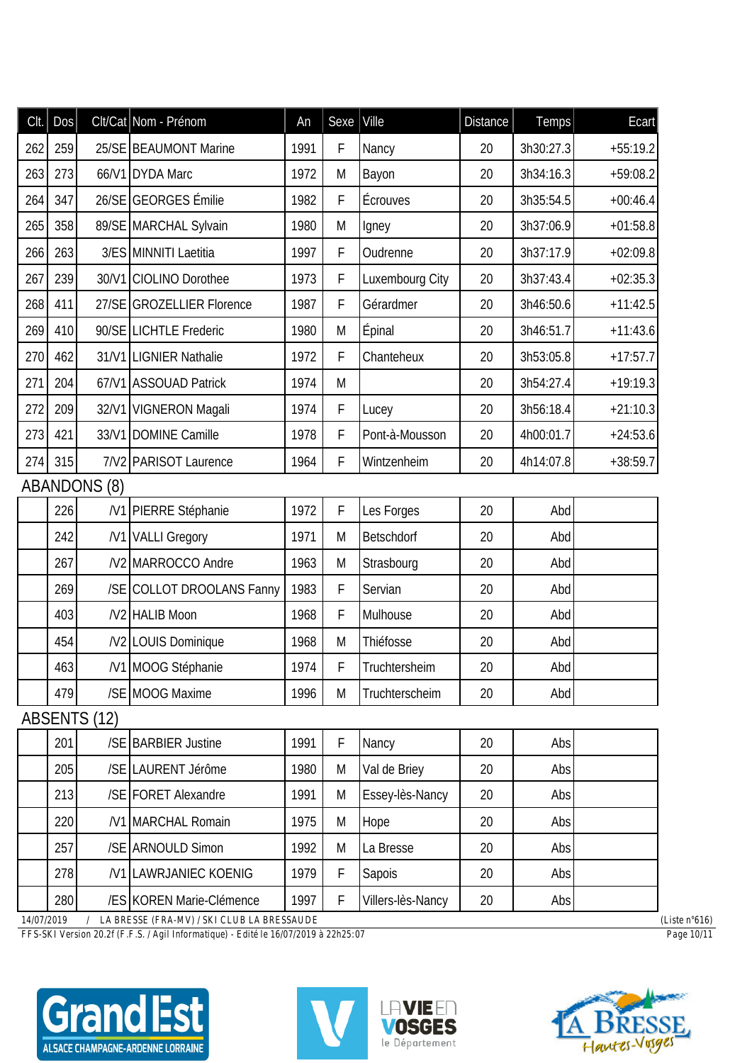| Clt. | Dos | Clt/Cat | Nom - Prénom | An | Sexe | Ville | Distance | Temps | Ecart |
|---|---|---|---|---|---|---|---|---|---|
| 262 | 259 | 25/SE | BEAUMONT Marine | 1991 | F | Nancy | 20 | 3h30:27.3 | +55:19.2 |
| 263 | 273 | 66/V1 | DYDA Marc | 1972 | M | Bayon | 20 | 3h34:16.3 | +59:08.2 |
| 264 | 347 | 26/SE | GEORGES Émilie | 1982 | F | Écrouves | 20 | 3h35:54.5 | +00:46.4 |
| 265 | 358 | 89/SE | MARCHAL Sylvain | 1980 | M | Igney | 20 | 3h37:06.9 | +01:58.8 |
| 266 | 263 | 3/ES | MINNITI Laetitia | 1997 | F | Oudrenne | 20 | 3h37:17.9 | +02:09.8 |
| 267 | 239 | 30/V1 | CIOLINO Dorothee | 1973 | F | Luxembourg City | 20 | 3h37:43.4 | +02:35.3 |
| 268 | 411 | 27/SE | GROZELLIER Florence | 1987 | F | Gérardmer | 20 | 3h46:50.6 | +11:42.5 |
| 269 | 410 | 90/SE | LICHTLE Frederic | 1980 | M | Épinal | 20 | 3h46:51.7 | +11:43.6 |
| 270 | 462 | 31/V1 | LIGNIER Nathalie | 1972 | F | Chanteheux | 20 | 3h53:05.8 | +17:57.7 |
| 271 | 204 | 67/V1 | ASSOUAD Patrick | 1974 | M | | 20 | 3h54:27.4 | +19:19.3 |
| 272 | 209 | 32/V1 | VIGNERON Magali | 1974 | F | Lucey | 20 | 3h56:18.4 | +21:10.3 |
| 273 | 421 | 33/V1 | DOMINE Camille | 1978 | F | Pont-à-Mousson | 20 | 4h00:01.7 | +24:53.6 |
| 274 | 315 | 7/V2 | PARISOT Laurence | 1964 | F | Wintzenheim | 20 | 4h14:07.8 | +38:59.7 |

## ABANDONS (8)

| Clt. | Dos | Clt/Cat | Nom - Prénom | An | Sexe | Ville | Distance | Temps | Ecart |
|---|---|---|---|---|---|---|---|---|---|
| | 226 | /V1 | PIERRE Stéphanie | 1972 | F | Les Forges | 20 | Abd | |
| | 242 | /V1 | VALLI Gregory | 1971 | M | Betschdorf | 20 | Abd | |
| | 267 | /V2 | MARROCCO Andre | 1963 | M | Strasbourg | 20 | Abd | |
| | 269 | /SE | COLLOT DROOLANS Fanny | 1983 | F | Servian | 20 | Abd | |
| | 403 | /V2 | HALIB Moon | 1968 | F | Mulhouse | 20 | Abd | |
| | 454 | /V2 | LOUIS Dominique | 1968 | M | Thiéfosse | 20 | Abd | |
| | 463 | /V1 | MOOG Stéphanie | 1974 | F | Truchtersheim | 20 | Abd | |
| | 479 | /SE | MOOG Maxime | 1996 | M | Truchterscheim | 20 | Abd | |

## ABSENTS (12)

| Clt. | Dos | Clt/Cat | Nom - Prénom | An | Sexe | Ville | Distance | Temps | Ecart |
|---|---|---|---|---|---|---|---|---|---|
| | 201 | /SE | BARBIER Justine | 1991 | F | Nancy | 20 | Abs | |
| | 205 | /SE | LAURENT Jérôme | 1980 | M | Val de Briey | 20 | Abs | |
| | 213 | /SE | FORET Alexandre | 1991 | M | Essey-lès-Nancy | 20 | Abs | |
| | 220 | /V1 | MARCHAL Romain | 1975 | M | Hope | 20 | Abs | |
| | 257 | /SE | ARNOULD Simon | 1992 | M | La Bresse | 20 | Abs | |
| | 278 | /V1 | LAWRJANIEC KOENIG | 1979 | F | Sapois | 20 | Abs | |
| | 280 | /ES | KOREN Marie-Clémence | 1997 | F | Villers-lès-Nancy | 20 | Abs | |

14/07/2019 / LA BRESSE (FRA-MV) / SKI CLUB LA BRESSAUDE (Liste n°616)

FFS-SKI Version 20.2f (F.F.S. / Agil Informatique) - Edité le 16/07/2019 à 22h25:07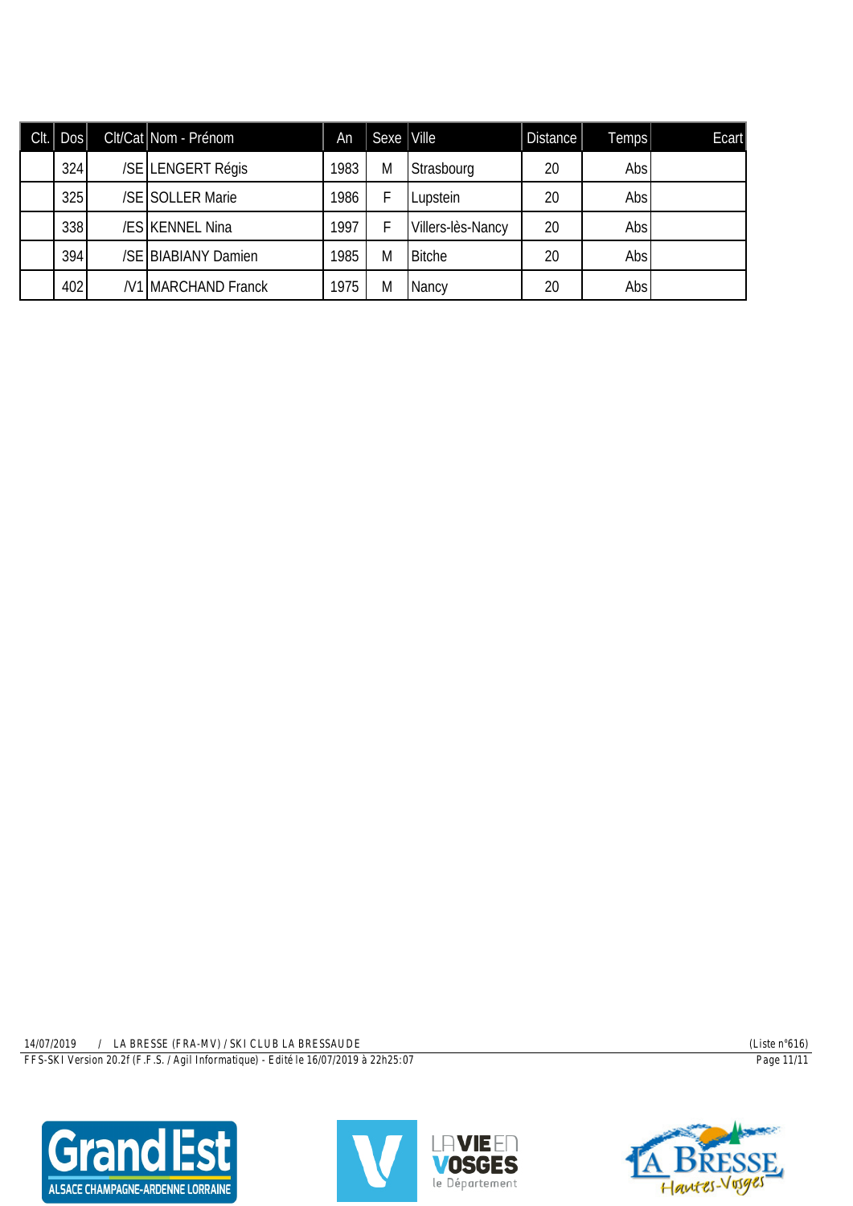| Clt. | Dos | Clt/Cat | Nom - Prénom | An | Sexe | Ville | Distance | Temps | Ecart |
|---|---|---|---|---|---|---|---|---|---|
| | 324 | /SE | LENGERT Régis | 1983 | M | Strasbourg | 20 | Abs | |
| | 325 | /SE | SOLLER Marie | 1986 | F | Lupstein | 20 | Abs | |
| | 338 | /ES | KENNEL Nina | 1997 | F | Villers-lès-Nancy | 20 | Abs | |
| | 394 | /SE | BIABIANY Damien | 1985 | M | Bitche | 20 | Abs | |
| | 402 | /V1 | MARCHAND Franck | 1975 | M | Nancy | 20 | Abs | |